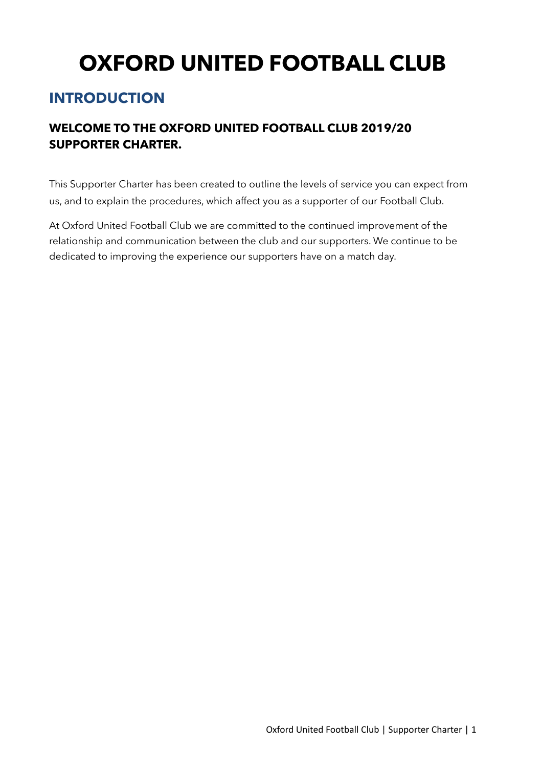# OXFORD UNITED FOOTBALL CLUB

## INTRODUCTION

### WELCOME TO THE OXFORD UNITED FOOTBALL CLUB 2019/20 SUPPORTER CHARTER.

This Supporter Charter has been created to outline the levels of service you can expect from us, and to explain the procedures, which affect you as a supporter of our Football Club.

At Oxford United Football Club we are committed to the continued improvement of the relationship and communication between the club and our supporters. We continue to be dedicated to improving the experience our supporters have on a match day.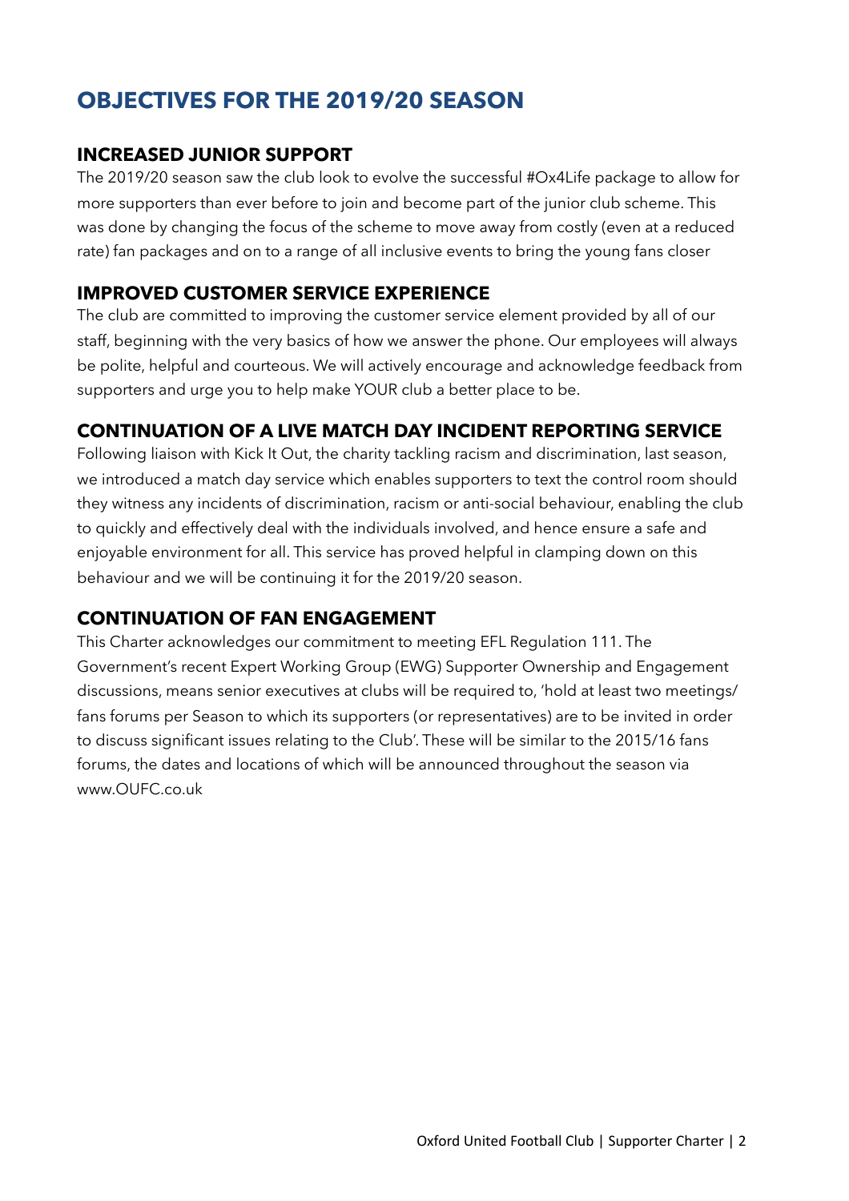# OBJECTIVES FOR THE 2019/20 SEASON

## INCREASED JUNIOR SUPPORT

The 2019/20 season saw the club look to evolve the successful #Ox4Life package to allow for more supporters than ever before to join and become part of the junior club scheme. This was done by changing the focus of the scheme to move away from costly (even at a reduced rate) fan packages and on to a range of all inclusive events to bring the young fans closer

## IMPROVED CUSTOMER SERVICE EXPERIENCE

The club are committed to improving the customer service element provided by all of our staff, beginning with the very basics of how we answer the phone. Our employees will always be polite, helpful and courteous. We will actively encourage and acknowledge feedback from supporters and urge you to help make YOUR club a better place to be.

## CONTINUATION OF A LIVE MATCH DAY INCIDENT REPORTING SERVICE

Following liaison with Kick It Out, the charity tackling racism and discrimination, last season, we introduced a match day service which enables supporters to text the control room should they witness any incidents of discrimination, racism or anti-social behaviour, enabling the club to quickly and effectively deal with the individuals involved, and hence ensure a safe and enjoyable environment for all. This service has proved helpful in clamping down on this behaviour and we will be continuing it for the 2019/20 season.

## CONTINUATION OF FAN ENGAGEMENT

This Charter acknowledges our commitment to meeting EFL Regulation 111. The Government's recent Expert Working Group (EWG) Supporter Ownership and Engagement discussions, means senior executives at clubs will be required to, 'hold at least two meetings/ fans forums per Season to which its supporters (or representatives) are to be invited in order to discuss significant issues relating to the Club'. These will be similar to the 2015/16 fans forums, the dates and locations of which will be announced throughout the season via www.OUFC.co.uk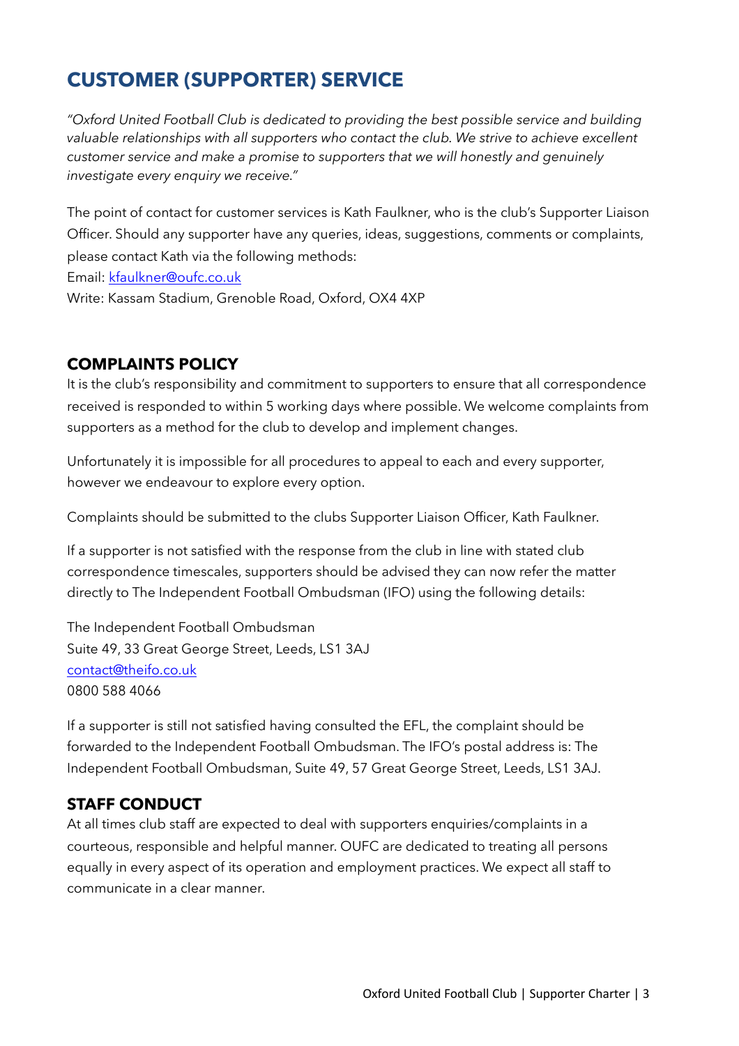# CUSTOMER (SUPPORTER) SERVICE

*"Oxford United Football Club is dedicated to providing the best possible service and building valuable relationships with all supporters who contact the club. We strive to achieve excellent customer service and make a promise to supporters that we will honestly and genuinely investigate every enquiry we receive."*

The point of contact for customer services is Kath Faulkner, who is the club's Supporter Liaison Officer. Should any supporter have any queries, ideas, suggestions, comments or complaints, please contact Kath via the following methods:
Email: kfaulkner@oufc.co.uk
Write: Kassam Stadium, Grenoble Road, Oxford, OX4 4XP

## COMPLAINTS POLICY

It is the club's responsibility and commitment to supporters to ensure that all correspondence received is responded to within 5 working days where possible. We welcome complaints from supporters as a method for the club to develop and implement changes.

Unfortunately it is impossible for all procedures to appeal to each and every supporter, however we endeavour to explore every option.

Complaints should be submitted to the clubs Supporter Liaison Officer, Kath Faulkner.

If a supporter is not satisfied with the response from the club in line with stated club correspondence timescales, supporters should be advised they can now refer the matter directly to The Independent Football Ombudsman (IFO) using the following details:

The Independent Football Ombudsman
Suite 49, 33 Great George Street, Leeds, LS1 3AJ
contact@theifo.co.uk
0800 588 4066

If a supporter is still not satisfied having consulted the EFL, the complaint should be forwarded to the Independent Football Ombudsman. The IFO's postal address is: The Independent Football Ombudsman, Suite 49, 57 Great George Street, Leeds, LS1 3AJ.

## STAFF CONDUCT

At all times club staff are expected to deal with supporters enquiries/complaints in a courteous, responsible and helpful manner. OUFC are dedicated to treating all persons equally in every aspect of its operation and employment practices. We expect all staff to communicate in a clear manner.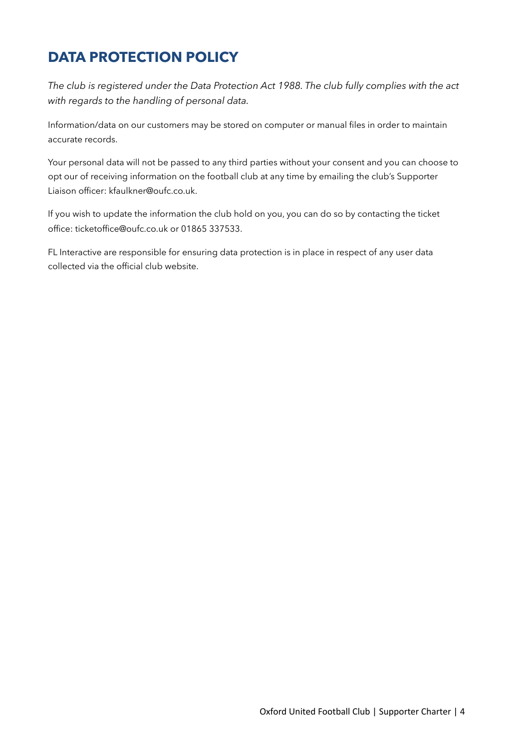# DATA PROTECTION POLICY

*The club is registered under the Data Protection Act 1988. The club fully complies with the act with regards to the handling of personal data.*

Information/data on our customers may be stored on computer or manual files in order to maintain accurate records.

Your personal data will not be passed to any third parties without your consent and you can choose to opt our of receiving information on the football club at any time by emailing the club's Supporter Liaison officer: kfaulkner@oufc.co.uk.

If you wish to update the information the club hold on you, you can do so by contacting the ticket office: ticketoffice@oufc.co.uk or 01865 337533.

FL Interactive are responsible for ensuring data protection is in place in respect of any user data collected via the official club website.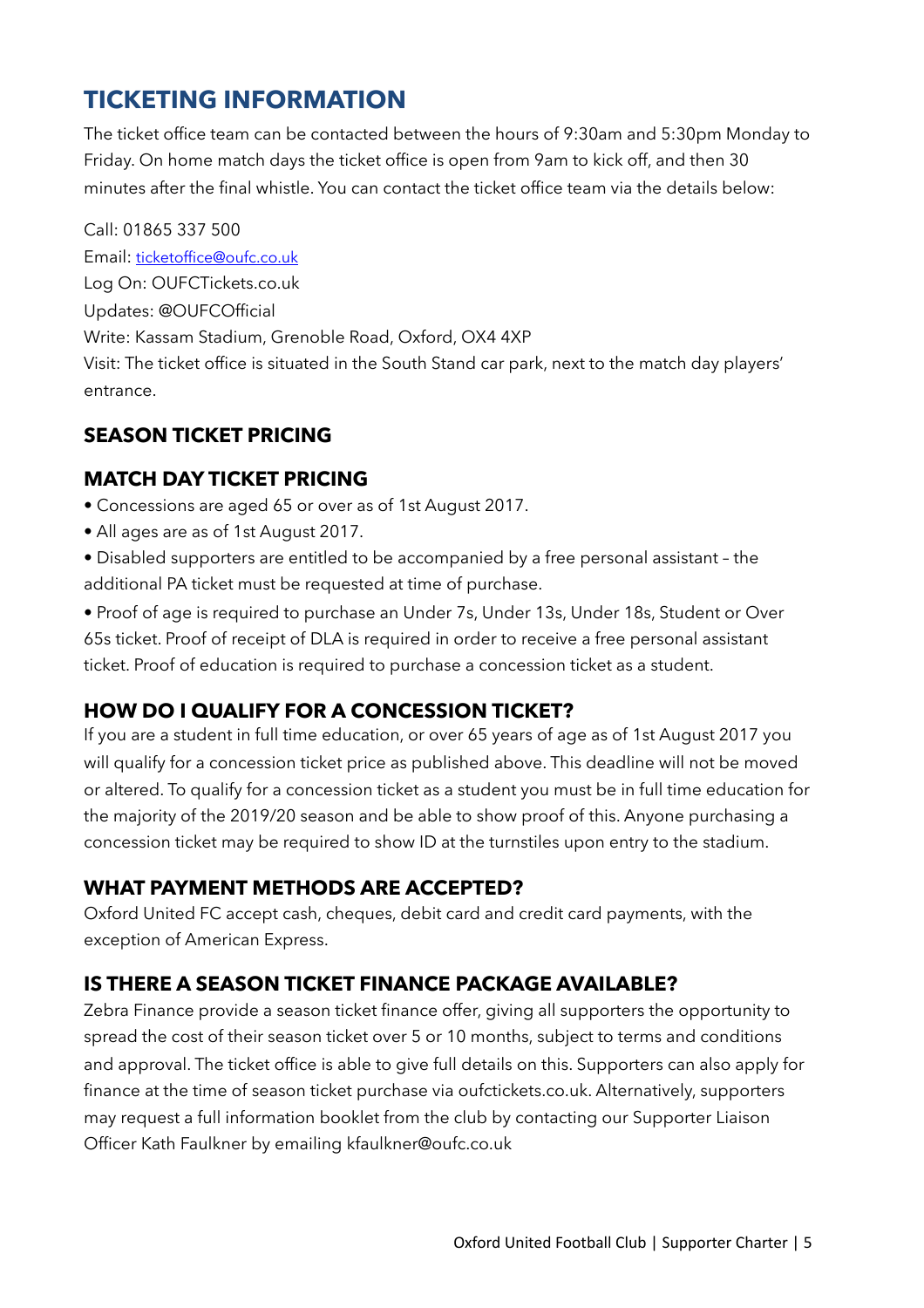# TICKETING INFORMATION

The ticket office team can be contacted between the hours of 9:30am and 5:30pm Monday to Friday. On home match days the ticket office is open from 9am to kick off, and then 30 minutes after the final whistle. You can contact the ticket office team via the details below:

Call: 01865 337 500
Email: ticketoffice@oufc.co.uk
Log On: OUFCTickets.co.uk
Updates: @OUFCOfficial
Write: Kassam Stadium, Grenoble Road, Oxford, OX4 4XP
Visit: The ticket office is situated in the South Stand car park, next to the match day players' entrance.

## SEASON TICKET PRICING

## MATCH DAY TICKET PRICING

- Concessions are aged 65 or over as of 1st August 2017.
- All ages are as of 1st August 2017.
- Disabled supporters are entitled to be accompanied by a free personal assistant – the additional PA ticket must be requested at time of purchase.
- Proof of age is required to purchase an Under 7s, Under 13s, Under 18s, Student or Over 65s ticket. Proof of receipt of DLA is required in order to receive a free personal assistant ticket. Proof of education is required to purchase a concession ticket as a student.

## HOW DO I QUALIFY FOR A CONCESSION TICKET?

If you are a student in full time education, or over 65 years of age as of 1st August 2017 you will qualify for a concession ticket price as published above. This deadline will not be moved or altered. To qualify for a concession ticket as a student you must be in full time education for the majority of the 2019/20 season and be able to show proof of this. Anyone purchasing a concession ticket may be required to show ID at the turnstiles upon entry to the stadium.

## WHAT PAYMENT METHODS ARE ACCEPTED?

Oxford United FC accept cash, cheques, debit card and credit card payments, with the exception of American Express.

## IS THERE A SEASON TICKET FINANCE PACKAGE AVAILABLE?

Zebra Finance provide a season ticket finance offer, giving all supporters the opportunity to spread the cost of their season ticket over 5 or 10 months, subject to terms and conditions and approval. The ticket office is able to give full details on this. Supporters can also apply for finance at the time of season ticket purchase via oufctickets.co.uk. Alternatively, supporters may request a full information booklet from the club by contacting our Supporter Liaison Officer Kath Faulkner by emailing kfaulkner@oufc.co.uk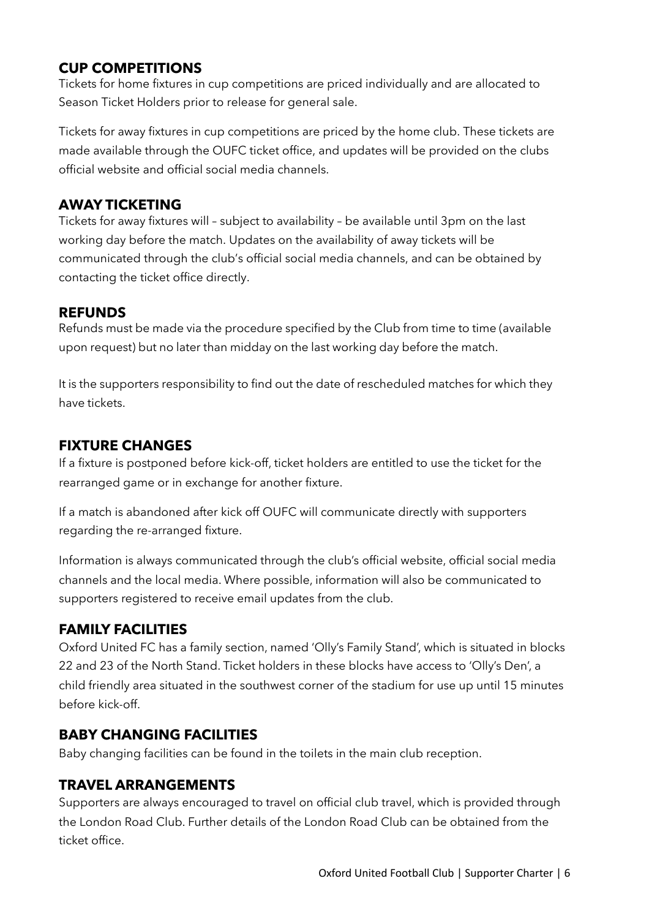## CUP COMPETITIONS

Tickets for home fixtures in cup competitions are priced individually and are allocated to Season Ticket Holders prior to release for general sale.

Tickets for away fixtures in cup competitions are priced by the home club. These tickets are made available through the OUFC ticket office, and updates will be provided on the clubs official website and official social media channels.

## AWAY TICKETING

Tickets for away fixtures will – subject to availability – be available until 3pm on the last working day before the match. Updates on the availability of away tickets will be communicated through the club's official social media channels, and can be obtained by contacting the ticket office directly.

## REFUNDS

Refunds must be made via the procedure specified by the Club from time to time (available upon request) but no later than midday on the last working day before the match.

It is the supporters responsibility to find out the date of rescheduled matches for which they have tickets.

## FIXTURE CHANGES

If a fixture is postponed before kick-off, ticket holders are entitled to use the ticket for the rearranged game or in exchange for another fixture.

If a match is abandoned after kick off OUFC will communicate directly with supporters regarding the re-arranged fixture.

Information is always communicated through the club's official website, official social media channels and the local media. Where possible, information will also be communicated to supporters registered to receive email updates from the club.

## FAMILY FACILITIES

Oxford United FC has a family section, named 'Olly's Family Stand', which is situated in blocks 22 and 23 of the North Stand. Ticket holders in these blocks have access to 'Olly's Den', a child friendly area situated in the southwest corner of the stadium for use up until 15 minutes before kick-off.

## BABY CHANGING FACILITIES

Baby changing facilities can be found in the toilets in the main club reception.

## TRAVEL ARRANGEMENTS

Supporters are always encouraged to travel on official club travel, which is provided through the London Road Club. Further details of the London Road Club can be obtained from the ticket office.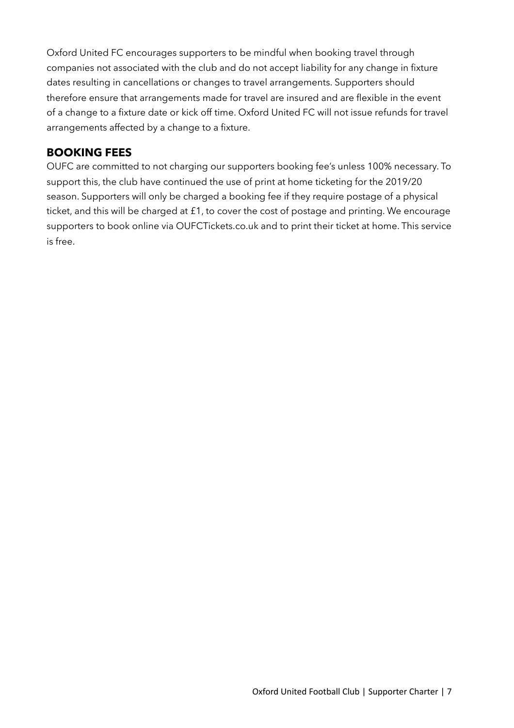Oxford United FC encourages supporters to be mindful when booking travel through companies not associated with the club and do not accept liability for any change in fixture dates resulting in cancellations or changes to travel arrangements. Supporters should therefore ensure that arrangements made for travel are insured and are flexible in the event of a change to a fixture date or kick off time. Oxford United FC will not issue refunds for travel arrangements affected by a change to a fixture.

## BOOKING FEES

OUFC are committed to not charging our supporters booking fee's unless 100% necessary. To support this, the club have continued the use of print at home ticketing for the 2019/20 season. Supporters will only be charged a booking fee if they require postage of a physical ticket, and this will be charged at £1, to cover the cost of postage and printing. We encourage supporters to book online via OUFCTickets.co.uk and to print their ticket at home. This service is free.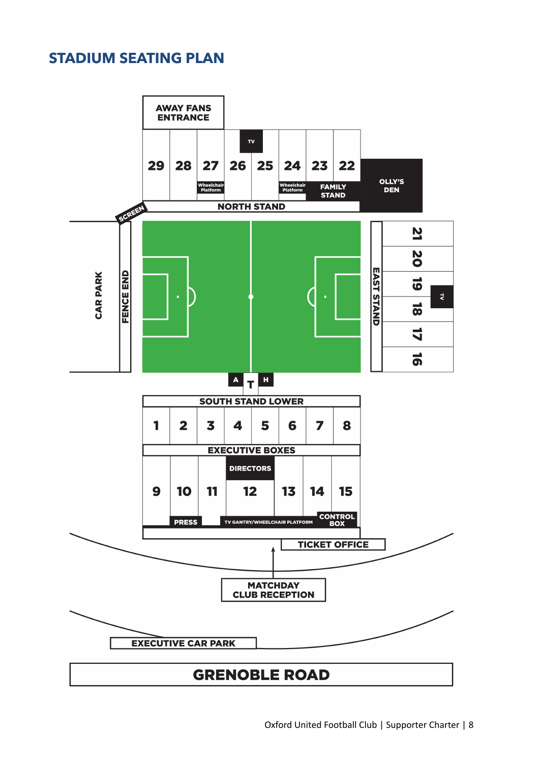## STADIUM SEATING PLAN

AWAY FANS ENTRANCE

TV

29 28 27 26 25 24 23 22

Wheelchair Platform

Wheelchair Platform

FAMILY STAND

OLLY'S DEN

SCREEN

NORTH STAND

CAR PARK

FENCE END

EAST STAND

21 20 19 18 17 16

TV

A T H

SOUTH STAND LOWER

1 2 3 4 5 6 7 8

EXECUTIVE BOXES

DIRECTORS

9 10 11 12 13 14 15

PRESS

TV GANTRY/WHEELCHAIR PLATFORM

CONTROL BOX

TICKET OFFICE

MATCHDAY CLUB RECEPTION

EXECUTIVE CAR PARK

GRENOBLE ROAD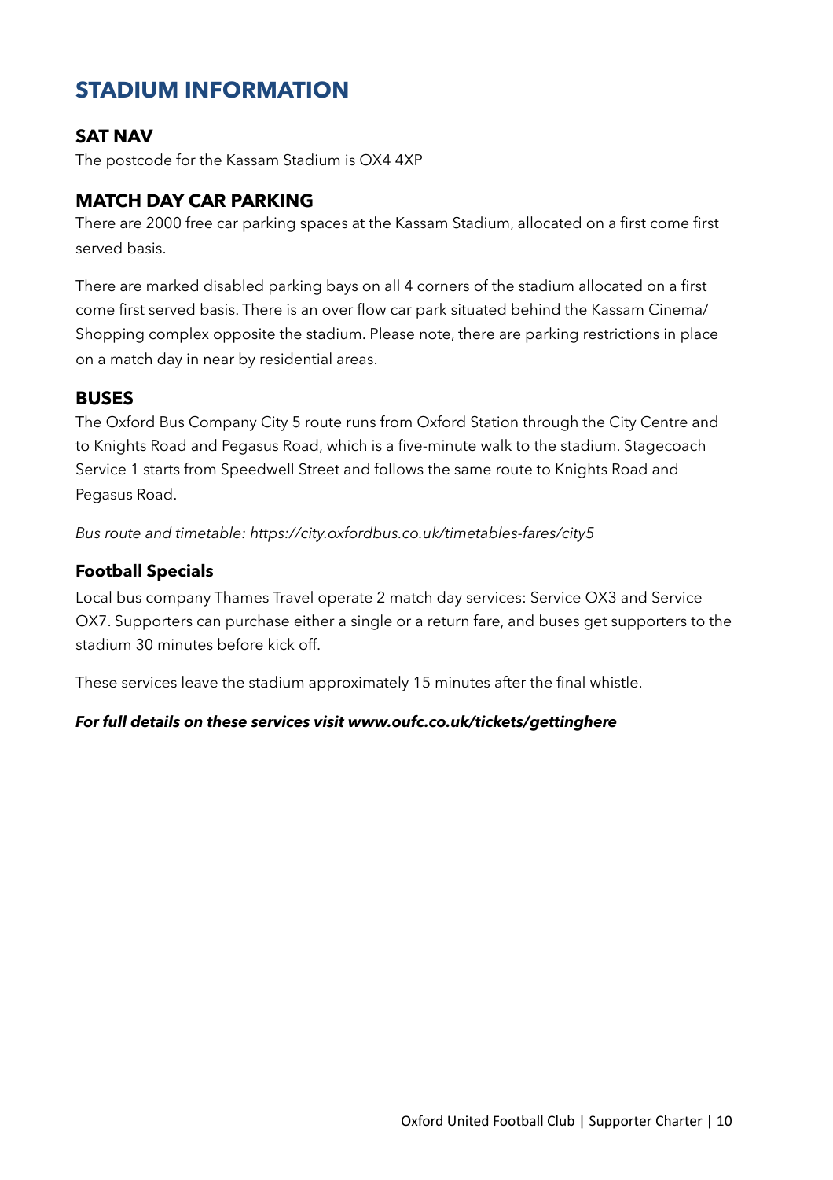# STADIUM INFORMATION

## SAT NAV

The postcode for the Kassam Stadium is OX4 4XP

## MATCH DAY CAR PARKING

There are 2000 free car parking spaces at the Kassam Stadium, allocated on a first come first served basis.

There are marked disabled parking bays on all 4 corners of the stadium allocated on a first come first served basis. There is an over flow car park situated behind the Kassam Cinema/ Shopping complex opposite the stadium. Please note, there are parking restrictions in place on a match day in near by residential areas.

## BUSES

The Oxford Bus Company City 5 route runs from Oxford Station through the City Centre and to Knights Road and Pegasus Road, which is a five-minute walk to the stadium. Stagecoach Service 1 starts from Speedwell Street and follows the same route to Knights Road and Pegasus Road.

*Bus route and timetable: https://city.oxfordbus.co.uk/timetables-fares/city5*

### Football Specials

Local bus company Thames Travel operate 2 match day services: Service OX3 and Service OX7. Supporters can purchase either a single or a return fare, and buses get supporters to the stadium 30 minutes before kick off.

These services leave the stadium approximately 15 minutes after the final whistle.

***For full details on these services visit www.oufc.co.uk/tickets/gettinghere***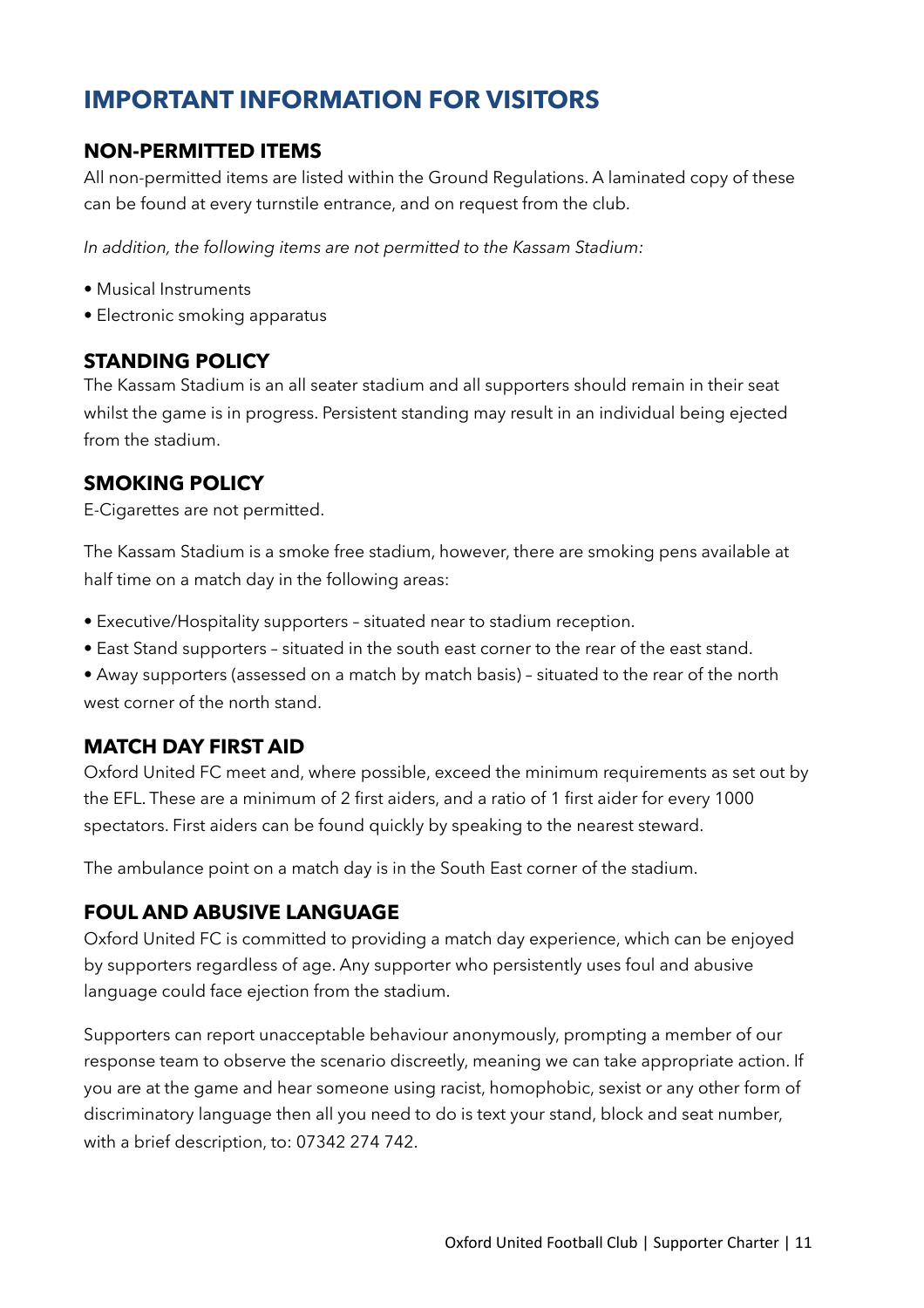# IMPORTANT INFORMATION FOR VISITORS

## NON-PERMITTED ITEMS

All non-permitted items are listed within the Ground Regulations. A laminated copy of these can be found at every turnstile entrance, and on request from the club.

*In addition, the following items are not permitted to the Kassam Stadium:*

- Musical Instruments
- Electronic smoking apparatus

## STANDING POLICY

The Kassam Stadium is an all seater stadium and all supporters should remain in their seat whilst the game is in progress. Persistent standing may result in an individual being ejected from the stadium.

## SMOKING POLICY

E-Cigarettes are not permitted.

The Kassam Stadium is a smoke free stadium, however, there are smoking pens available at half time on a match day in the following areas:

- Executive/Hospitality supporters – situated near to stadium reception.
- East Stand supporters – situated in the south east corner to the rear of the east stand.
- Away supporters (assessed on a match by match basis) – situated to the rear of the north west corner of the north stand.

## MATCH DAY FIRST AID

Oxford United FC meet and, where possible, exceed the minimum requirements as set out by the EFL. These are a minimum of 2 first aiders, and a ratio of 1 first aider for every 1000 spectators. First aiders can be found quickly by speaking to the nearest steward.

The ambulance point on a match day is in the South East corner of the stadium.

## FOUL AND ABUSIVE LANGUAGE

Oxford United FC is committed to providing a match day experience, which can be enjoyed by supporters regardless of age. Any supporter who persistently uses foul and abusive language could face ejection from the stadium.

Supporters can report unacceptable behaviour anonymously, prompting a member of our response team to observe the scenario discreetly, meaning we can take appropriate action. If you are at the game and hear someone using racist, homophobic, sexist or any other form of discriminatory language then all you need to do is text your stand, block and seat number, with a brief description, to: 07342 274 742.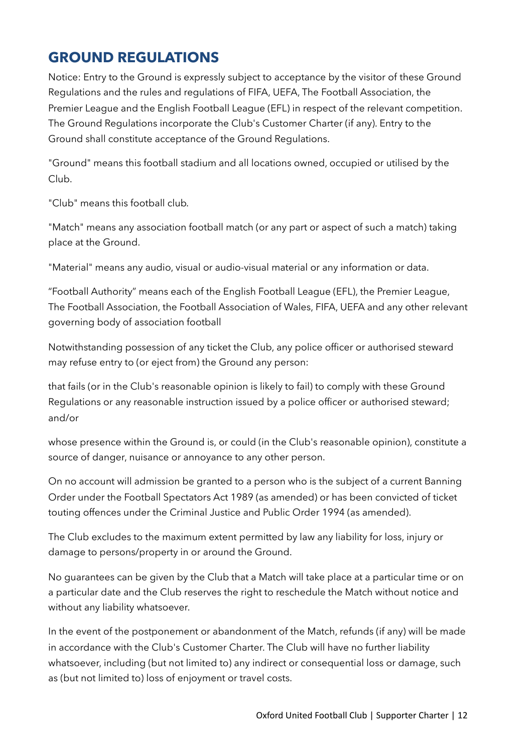## GROUND REGULATIONS

Notice: Entry to the Ground is expressly subject to acceptance by the visitor of these Ground Regulations and the rules and regulations of FIFA, UEFA, The Football Association, the Premier League and the English Football League (EFL) in respect of the relevant competition. The Ground Regulations incorporate the Club's Customer Charter (if any). Entry to the Ground shall constitute acceptance of the Ground Regulations.

"Ground" means this football stadium and all locations owned, occupied or utilised by the Club.

"Club" means this football club.

"Match" means any association football match (or any part or aspect of such a match) taking place at the Ground.

"Material" means any audio, visual or audio-visual material or any information or data.

“Football Authority” means each of the English Football League (EFL), the Premier League, The Football Association, the Football Association of Wales, FIFA, UEFA and any other relevant governing body of association football

Notwithstanding possession of any ticket the Club, any police officer or authorised steward may refuse entry to (or eject from) the Ground any person:

that fails (or in the Club's reasonable opinion is likely to fail) to comply with these Ground Regulations or any reasonable instruction issued by a police officer or authorised steward; and/or

whose presence within the Ground is, or could (in the Club's reasonable opinion), constitute a source of danger, nuisance or annoyance to any other person.

On no account will admission be granted to a person who is the subject of a current Banning Order under the Football Spectators Act 1989 (as amended) or has been convicted of ticket touting offences under the Criminal Justice and Public Order 1994 (as amended).

The Club excludes to the maximum extent permitted by law any liability for loss, injury or damage to persons/property in or around the Ground.

No guarantees can be given by the Club that a Match will take place at a particular time or on a particular date and the Club reserves the right to reschedule the Match without notice and without any liability whatsoever.

In the event of the postponement or abandonment of the Match, refunds (if any) will be made in accordance with the Club's Customer Charter. The Club will have no further liability whatsoever, including (but not limited to) any indirect or consequential loss or damage, such as (but not limited to) loss of enjoyment or travel costs.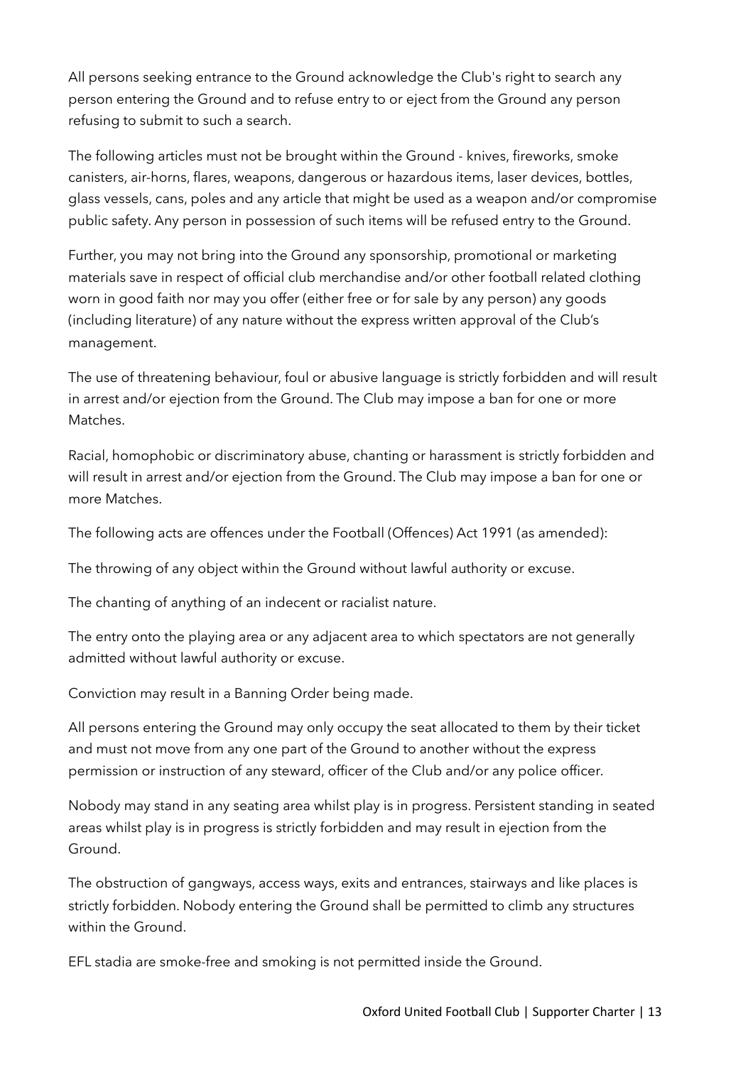All persons seeking entrance to the Ground acknowledge the Club's right to search any person entering the Ground and to refuse entry to or eject from the Ground any person refusing to submit to such a search.

The following articles must not be brought within the Ground - knives, fireworks, smoke canisters, air-horns, flares, weapons, dangerous or hazardous items, laser devices, bottles, glass vessels, cans, poles and any article that might be used as a weapon and/or compromise public safety. Any person in possession of such items will be refused entry to the Ground.

Further, you may not bring into the Ground any sponsorship, promotional or marketing materials save in respect of official club merchandise and/or other football related clothing worn in good faith nor may you offer (either free or for sale by any person) any goods (including literature) of any nature without the express written approval of the Club's management.

The use of threatening behaviour, foul or abusive language is strictly forbidden and will result in arrest and/or ejection from the Ground. The Club may impose a ban for one or more Matches.

Racial, homophobic or discriminatory abuse, chanting or harassment is strictly forbidden and will result in arrest and/or ejection from the Ground. The Club may impose a ban for one or more Matches.

The following acts are offences under the Football (Offences) Act 1991 (as amended):

The throwing of any object within the Ground without lawful authority or excuse.

The chanting of anything of an indecent or racialist nature.

The entry onto the playing area or any adjacent area to which spectators are not generally admitted without lawful authority or excuse.

Conviction may result in a Banning Order being made.

All persons entering the Ground may only occupy the seat allocated to them by their ticket and must not move from any one part of the Ground to another without the express permission or instruction of any steward, officer of the Club and/or any police officer.

Nobody may stand in any seating area whilst play is in progress. Persistent standing in seated areas whilst play is in progress is strictly forbidden and may result in ejection from the Ground.

The obstruction of gangways, access ways, exits and entrances, stairways and like places is strictly forbidden. Nobody entering the Ground shall be permitted to climb any structures within the Ground.

EFL stadia are smoke-free and smoking is not permitted inside the Ground.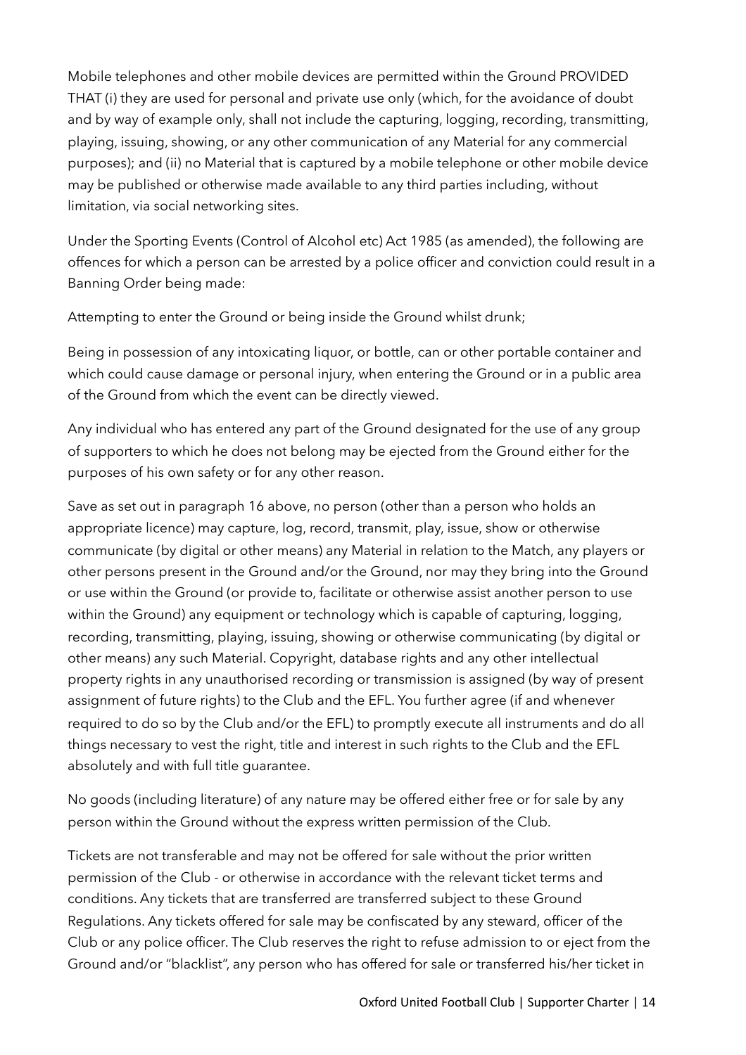Mobile telephones and other mobile devices are permitted within the Ground PROVIDED THAT (i) they are used for personal and private use only (which, for the avoidance of doubt and by way of example only, shall not include the capturing, logging, recording, transmitting, playing, issuing, showing, or any other communication of any Material for any commercial purposes); and (ii) no Material that is captured by a mobile telephone or other mobile device may be published or otherwise made available to any third parties including, without limitation, via social networking sites.

Under the Sporting Events (Control of Alcohol etc) Act 1985 (as amended), the following are offences for which a person can be arrested by a police officer and conviction could result in a Banning Order being made:

Attempting to enter the Ground or being inside the Ground whilst drunk;

Being in possession of any intoxicating liquor, or bottle, can or other portable container and which could cause damage or personal injury, when entering the Ground or in a public area of the Ground from which the event can be directly viewed.

Any individual who has entered any part of the Ground designated for the use of any group of supporters to which he does not belong may be ejected from the Ground either for the purposes of his own safety or for any other reason.

Save as set out in paragraph 16 above, no person (other than a person who holds an appropriate licence) may capture, log, record, transmit, play, issue, show or otherwise communicate (by digital or other means) any Material in relation to the Match, any players or other persons present in the Ground and/or the Ground, nor may they bring into the Ground or use within the Ground (or provide to, facilitate or otherwise assist another person to use within the Ground) any equipment or technology which is capable of capturing, logging, recording, transmitting, playing, issuing, showing or otherwise communicating (by digital or other means) any such Material. Copyright, database rights and any other intellectual property rights in any unauthorised recording or transmission is assigned (by way of present assignment of future rights) to the Club and the EFL. You further agree (if and whenever required to do so by the Club and/or the EFL) to promptly execute all instruments and do all things necessary to vest the right, title and interest in such rights to the Club and the EFL absolutely and with full title guarantee.

No goods (including literature) of any nature may be offered either free or for sale by any person within the Ground without the express written permission of the Club.

Tickets are not transferable and may not be offered for sale without the prior written permission of the Club - or otherwise in accordance with the relevant ticket terms and conditions. Any tickets that are transferred are transferred subject to these Ground Regulations. Any tickets offered for sale may be confiscated by any steward, officer of the Club or any police officer. The Club reserves the right to refuse admission to or eject from the Ground and/or "blacklist", any person who has offered for sale or transferred his/her ticket in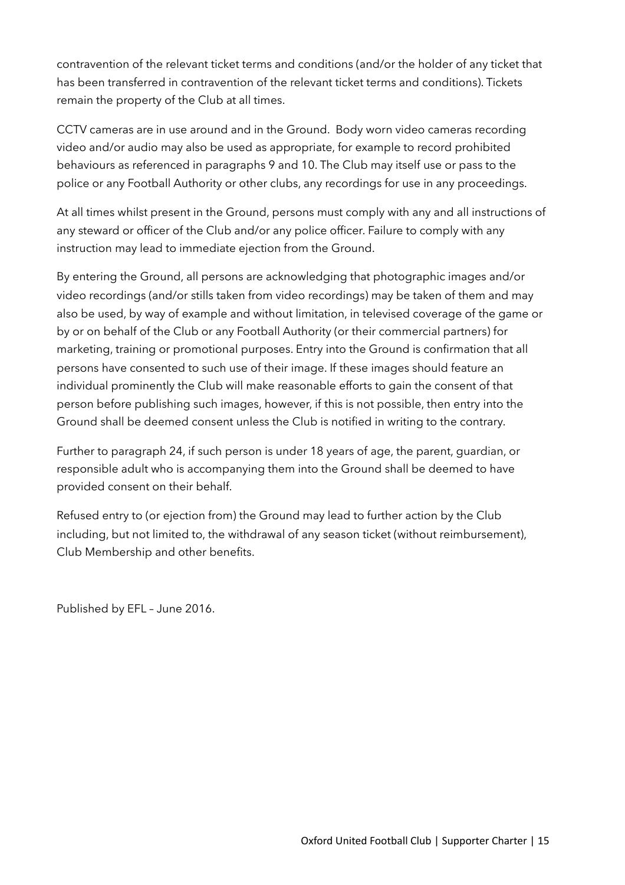contravention of the relevant ticket terms and conditions (and/or the holder of any ticket that has been transferred in contravention of the relevant ticket terms and conditions). Tickets remain the property of the Club at all times.

CCTV cameras are in use around and in the Ground. Body worn video cameras recording video and/or audio may also be used as appropriate, for example to record prohibited behaviours as referenced in paragraphs 9 and 10. The Club may itself use or pass to the police or any Football Authority or other clubs, any recordings for use in any proceedings.

At all times whilst present in the Ground, persons must comply with any and all instructions of any steward or officer of the Club and/or any police officer. Failure to comply with any instruction may lead to immediate ejection from the Ground.

By entering the Ground, all persons are acknowledging that photographic images and/or video recordings (and/or stills taken from video recordings) may be taken of them and may also be used, by way of example and without limitation, in televised coverage of the game or by or on behalf of the Club or any Football Authority (or their commercial partners) for marketing, training or promotional purposes. Entry into the Ground is confirmation that all persons have consented to such use of their image. If these images should feature an individual prominently the Club will make reasonable efforts to gain the consent of that person before publishing such images, however, if this is not possible, then entry into the Ground shall be deemed consent unless the Club is notified in writing to the contrary.

Further to paragraph 24, if such person is under 18 years of age, the parent, guardian, or responsible adult who is accompanying them into the Ground shall be deemed to have provided consent on their behalf.

Refused entry to (or ejection from) the Ground may lead to further action by the Club including, but not limited to, the withdrawal of any season ticket (without reimbursement), Club Membership and other benefits.

Published by EFL – June 2016.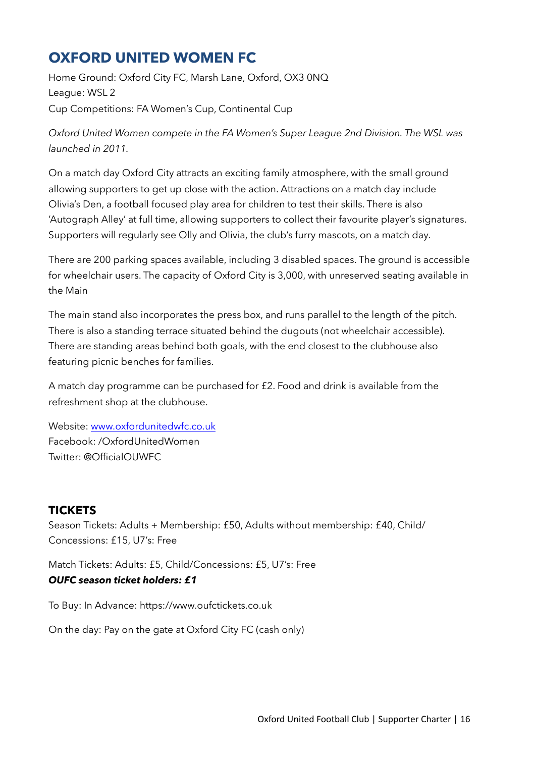## OXFORD UNITED WOMEN FC

Home Ground: Oxford City FC, Marsh Lane, Oxford, OX3 0NQ
League: WSL 2
Cup Competitions: FA Women's Cup, Continental Cup

*Oxford United Women compete in the FA Women's Super League 2nd Division. The WSL was launched in 2011.*

On a match day Oxford City attracts an exciting family atmosphere, with the small ground allowing supporters to get up close with the action. Attractions on a match day include Olivia's Den, a football focused play area for children to test their skills. There is also 'Autograph Alley' at full time, allowing supporters to collect their favourite player's signatures. Supporters will regularly see Olly and Olivia, the club's furry mascots, on a match day.

There are 200 parking spaces available, including 3 disabled spaces. The ground is accessible for wheelchair users. The capacity of Oxford City is 3,000, with unreserved seating available in the Main

The main stand also incorporates the press box, and runs parallel to the length of the pitch. There is also a standing terrace situated behind the dugouts (not wheelchair accessible). There are standing areas behind both goals, with the end closest to the clubhouse also featuring picnic benches for families.

A match day programme can be purchased for £2. Food and drink is available from the refreshment shop at the clubhouse.

Website: [www.oxfordunitedwfc.co.uk](http://www.oxfordunitedwfc.co.uk)
Facebook: /OxfordUnitedWomen
Twitter: @OfficialOUWFC

### TICKETS

Season Tickets: Adults + Membership: £50, Adults without membership: £40, Child/Concessions: £15, U7's: Free

Match Tickets: Adults: £5, Child/Concessions: £5, U7's: Free
***OUFC season ticket holders: £1***

To Buy: In Advance: https://www.oufctickets.co.uk

On the day: Pay on the gate at Oxford City FC (cash only)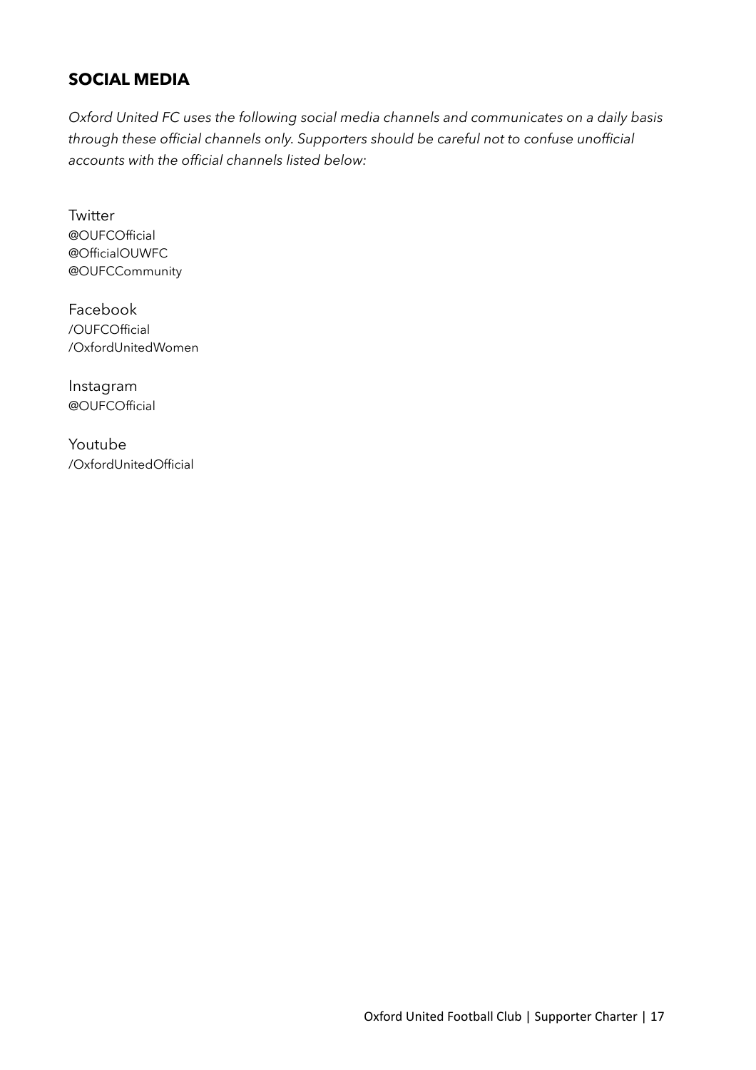## SOCIAL MEDIA

*Oxford United FC uses the following social media channels and communicates on a daily basis through these official channels only. Supporters should be careful not to confuse unofficial accounts with the official channels listed below:*

Twitter
@OUFCOfficial
@OfficialOUWFC
@OUFCCommunity

Facebook
/OUFCOfficial
/OxfordUnitedWomen

Instagram
@OUFCOfficial

Youtube
/OxfordUnitedOfficial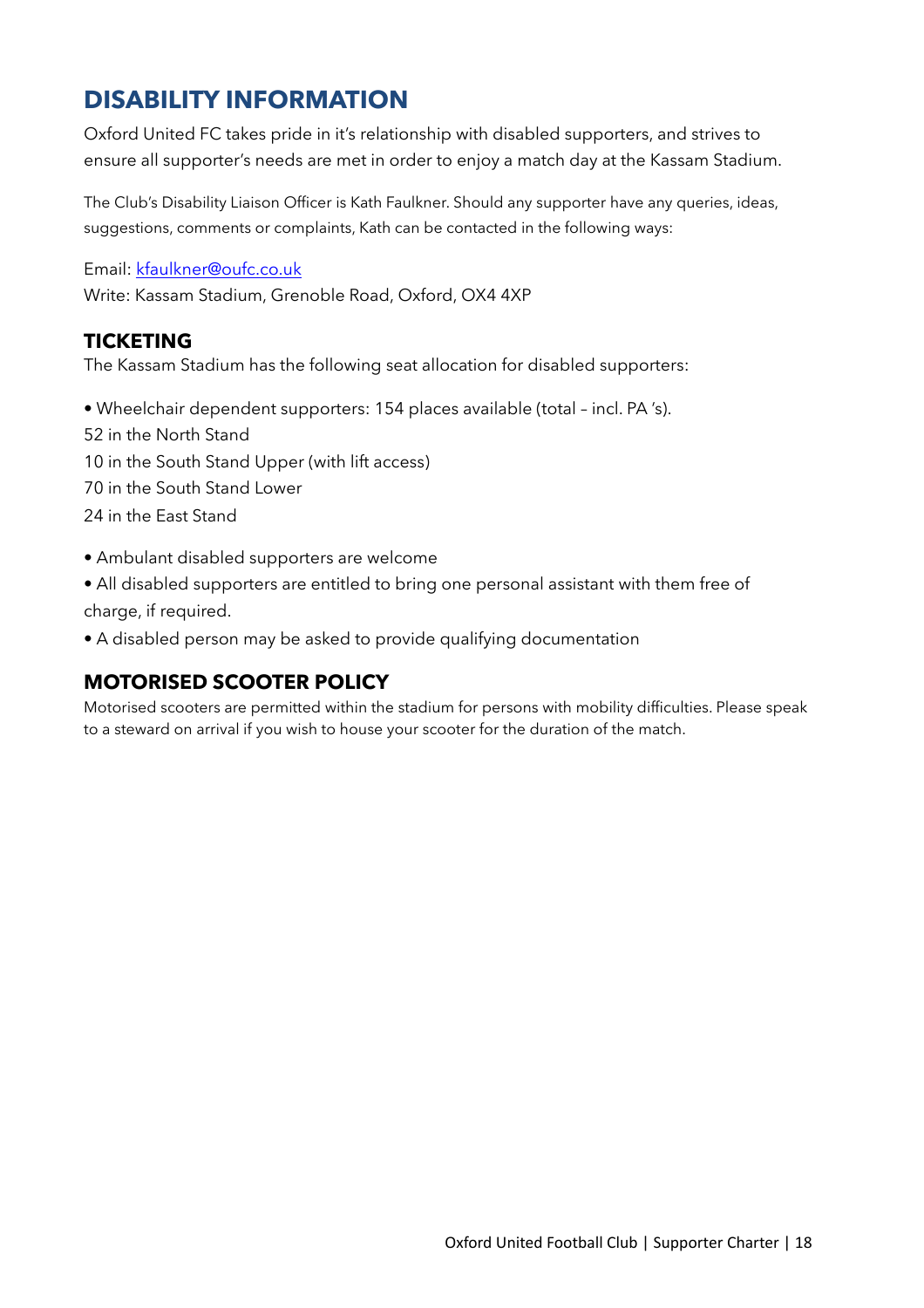# DISABILITY INFORMATION

Oxford United FC takes pride in it's relationship with disabled supporters, and strives to ensure all supporter's needs are met in order to enjoy a match day at the Kassam Stadium.

The Club's Disability Liaison Officer is Kath Faulkner. Should any supporter have any queries, ideas, suggestions, comments or complaints, Kath can be contacted in the following ways:

Email: kfaulkner@oufc.co.uk
Write: Kassam Stadium, Grenoble Road, Oxford, OX4 4XP

## TICKETING

The Kassam Stadium has the following seat allocation for disabled supporters:

- Wheelchair dependent supporters: 154 places available (total – incl. PA 's).

52 in the North Stand
10 in the South Stand Upper (with lift access)
70 in the South Stand Lower
24 in the East Stand

- Ambulant disabled supporters are welcome
- All disabled supporters are entitled to bring one personal assistant with them free of charge, if required.
- A disabled person may be asked to provide qualifying documentation

## MOTORISED SCOOTER POLICY

Motorised scooters are permitted within the stadium for persons with mobility difficulties. Please speak to a steward on arrival if you wish to house your scooter for the duration of the match.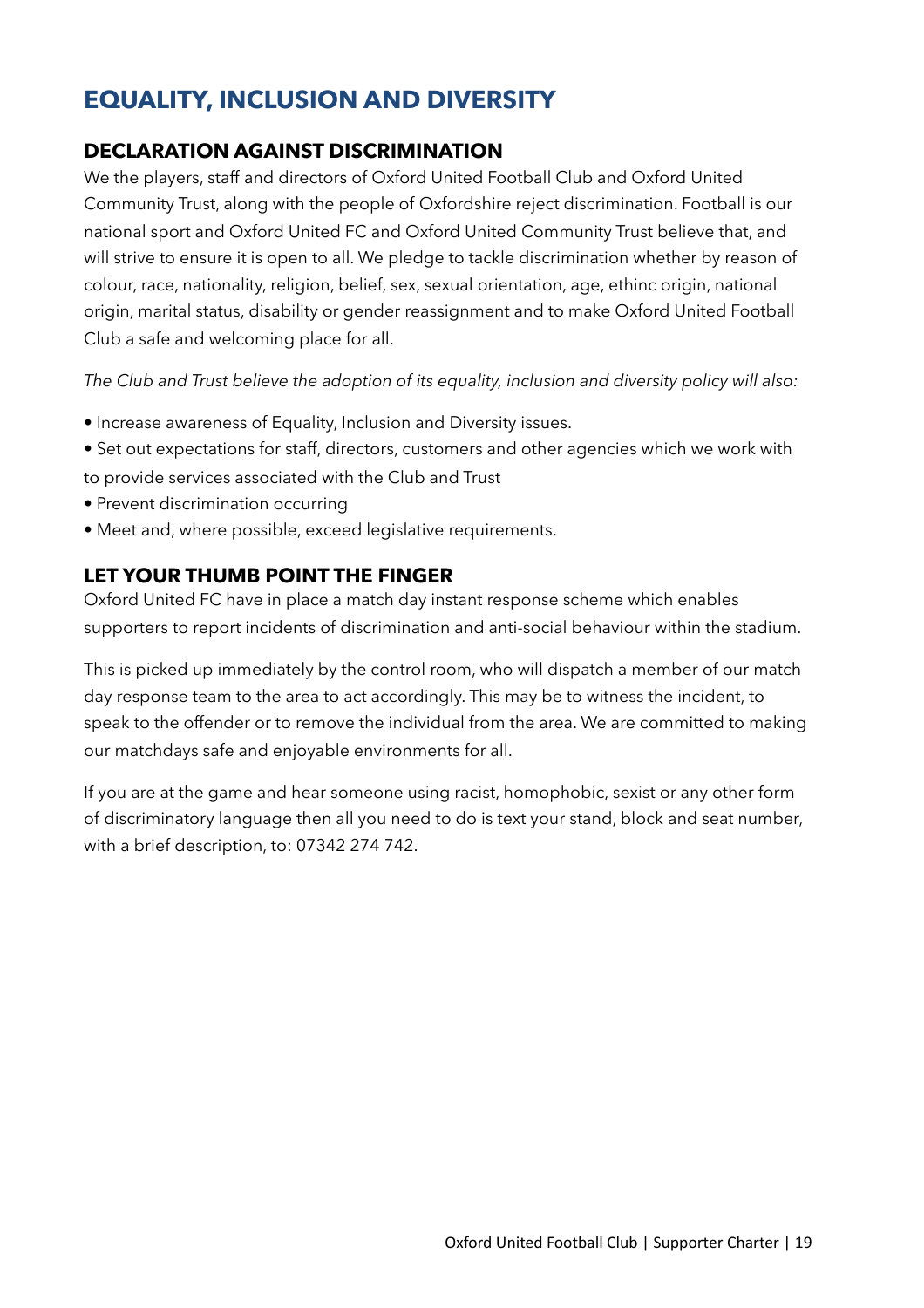# EQUALITY, INCLUSION AND DIVERSITY

## DECLARATION AGAINST DISCRIMINATION

We the players, staff and directors of Oxford United Football Club and Oxford United Community Trust, along with the people of Oxfordshire reject discrimination. Football is our national sport and Oxford United FC and Oxford United Community Trust believe that, and will strive to ensure it is open to all. We pledge to tackle discrimination whether by reason of colour, race, nationality, religion, belief, sex, sexual orientation, age, ethinc origin, national origin, marital status, disability or gender reassignment and to make Oxford United Football Club a safe and welcoming place for all.

*The Club and Trust believe the adoption of its equality, inclusion and diversity policy will also:*

- Increase awareness of Equality, Inclusion and Diversity issues.
- Set out expectations for staff, directors, customers and other agencies which we work with to provide services associated with the Club and Trust
- Prevent discrimination occurring
- Meet and, where possible, exceed legislative requirements.

## LET YOUR THUMB POINT THE FINGER

Oxford United FC have in place a match day instant response scheme which enables supporters to report incidents of discrimination and anti-social behaviour within the stadium.

This is picked up immediately by the control room, who will dispatch a member of our match day response team to the area to act accordingly. This may be to witness the incident, to speak to the offender or to remove the individual from the area. We are committed to making our matchdays safe and enjoyable environments for all.

If you are at the game and hear someone using racist, homophobic, sexist or any other form of discriminatory language then all you need to do is text your stand, block and seat number, with a brief description, to: 07342 274 742.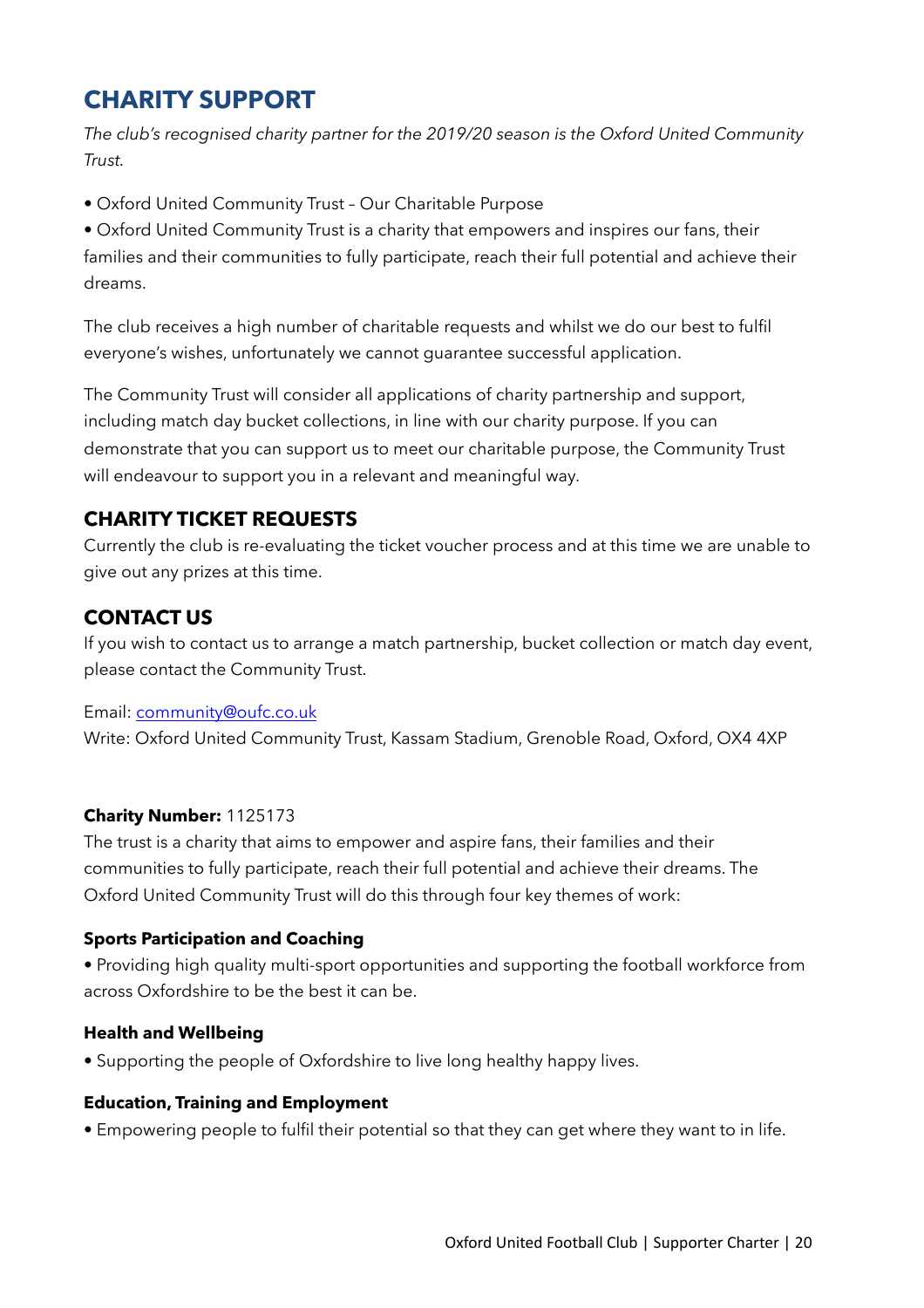## CHARITY SUPPORT

*The club's recognised charity partner for the 2019/20 season is the Oxford United Community Trust.*

- Oxford United Community Trust – Our Charitable Purpose
- Oxford United Community Trust is a charity that empowers and inspires our fans, their families and their communities to fully participate, reach their full potential and achieve their dreams.

The club receives a high number of charitable requests and whilst we do our best to fulfil everyone's wishes, unfortunately we cannot guarantee successful application.

The Community Trust will consider all applications of charity partnership and support, including match day bucket collections, in line with our charity purpose. If you can demonstrate that you can support us to meet our charitable purpose, the Community Trust will endeavour to support you in a relevant and meaningful way.

### CHARITY TICKET REQUESTS

Currently the club is re-evaluating the ticket voucher process and at this time we are unable to give out any prizes at this time.

### CONTACT US

If you wish to contact us to arrange a match partnership, bucket collection or match day event, please contact the Community Trust.

Email: community@oufc.co.uk
Write: Oxford United Community Trust, Kassam Stadium, Grenoble Road, Oxford, OX4 4XP

**Charity Number:** 1125173
The trust is a charity that aims to empower and aspire fans, their families and their communities to fully participate, reach their full potential and achieve their dreams. The Oxford United Community Trust will do this through four key themes of work:

**Sports Participation and Coaching**

- Providing high quality multi-sport opportunities and supporting the football workforce from across Oxfordshire to be the best it can be.

**Health and Wellbeing**

- Supporting the people of Oxfordshire to live long healthy happy lives.

**Education, Training and Employment**

- Empowering people to fulfil their potential so that they can get where they want to in life.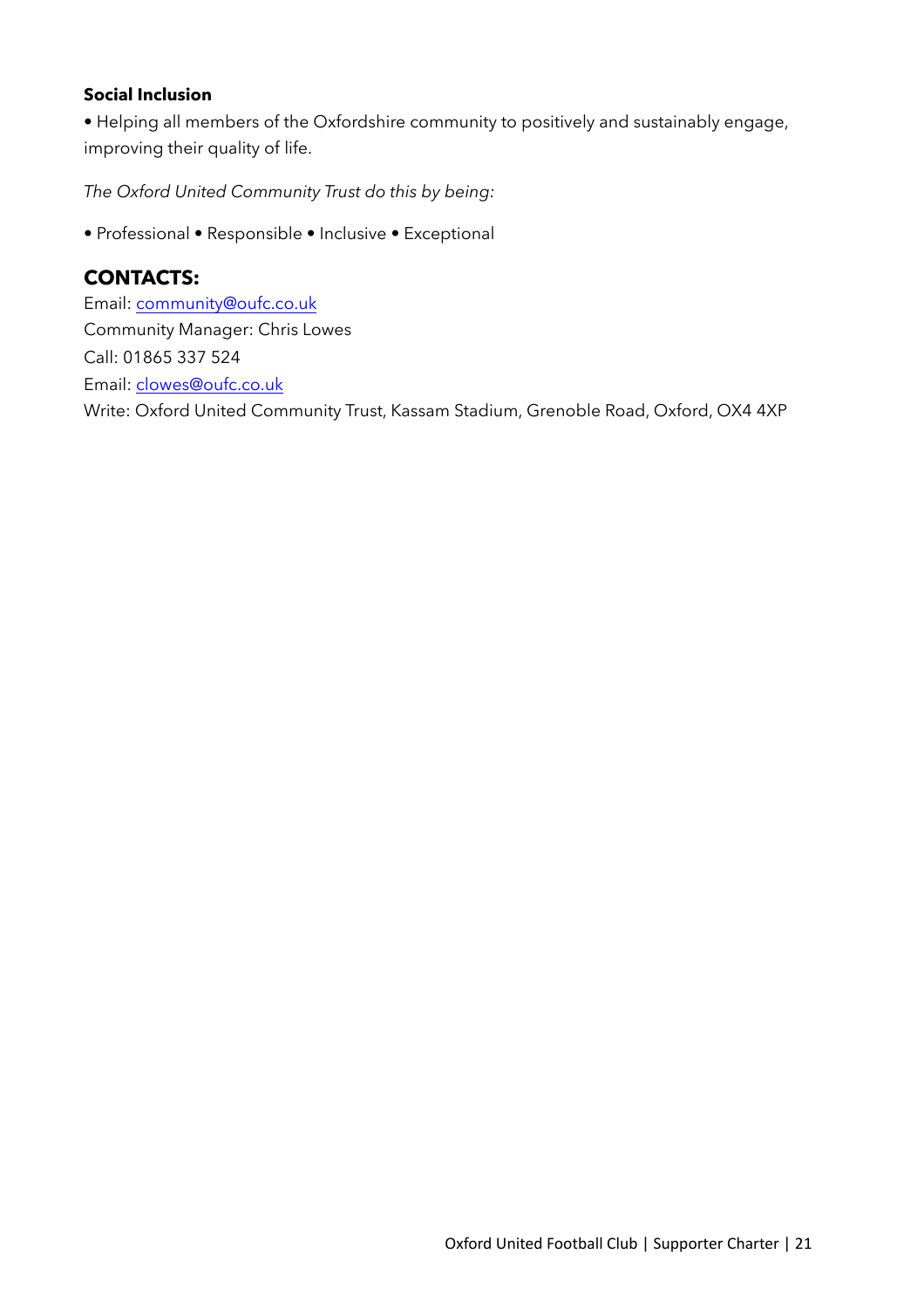**Social Inclusion**

• Helping all members of the Oxfordshire community to positively and sustainably engage, improving their quality of life.

*The Oxford United Community Trust do this by being:*

• Professional • Responsible • Inclusive • Exceptional

## CONTACTS:

Email: community@oufc.co.uk
Community Manager: Chris Lowes
Call: 01865 337 524
Email: clowes@oufc.co.uk
Write: Oxford United Community Trust, Kassam Stadium, Grenoble Road, Oxford, OX4 4XP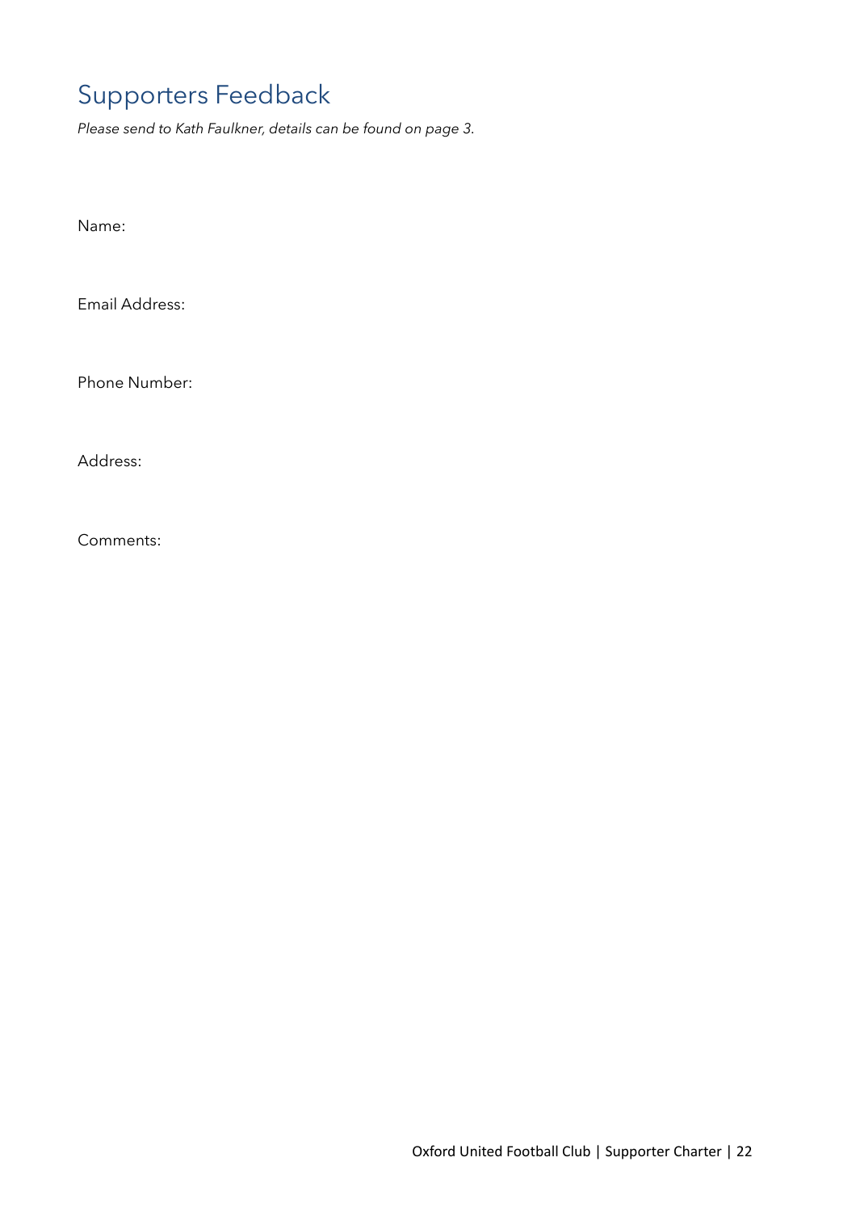# Supporters Feedback

*Please send to Kath Faulkner, details can be found on page 3.*

Name:

Email Address:

Phone Number:

Address:

Comments: